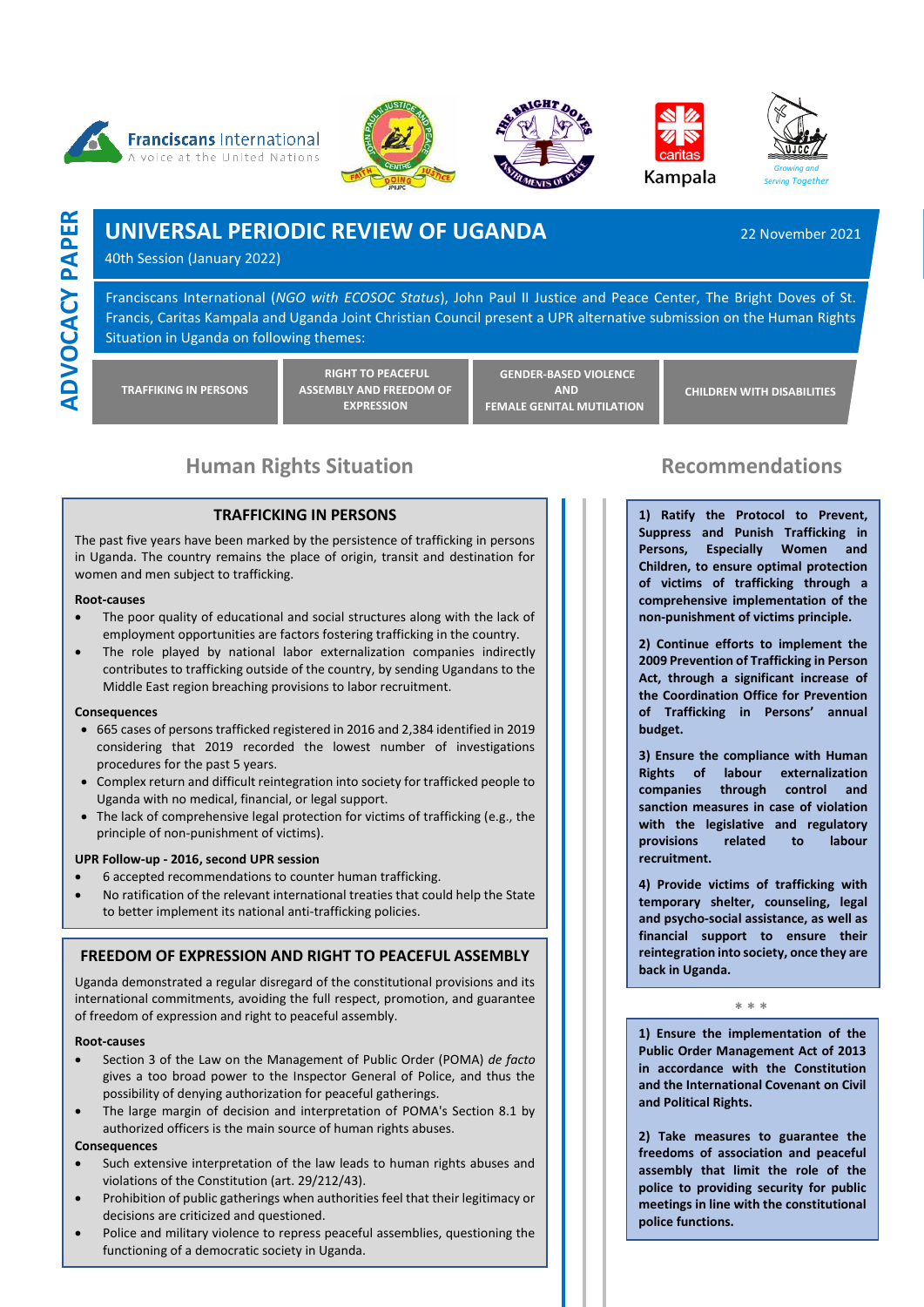ADVOCACY PAPER

# UNIVERSAL PERIODIC REVIEW OF UGANDA

40th Session (January 2022)

22 November 2021

Franciscans International (*NGO with ECOSOC Status*), John Paul II Justice and Peace Center, The Bright Doves of St. Francis, Caritas Kampala and Uganda Joint Christian Council present a UPR alternative submission on the Human Rights Situation in Uganda on following themes:

**TRAFFICKING IN PERSONS** | **RIGHT TO PEACEFUL ASSEMBLY AND FREEDOM OF EXPRESSION** | **GENDER-BASED VIOLENCE AND FEMALE GENITAL MUTILATION** | **CHILDREN WITH DISABILITIES**

## Human Rights Situation

### TRAFFICKING IN PERSONS

The past five years have been marked by the persistence of trafficking in persons in Uganda. The country remains the place of origin, transit and destination for women and men subject to trafficking.

**Root-causes**

- The poor quality of educational and social structures along with the lack of employment opportunities are factors fostering trafficking in the country.
- The role played by national labor externalization companies indirectly contributes to trafficking outside of the country, by sending Ugandans to the Middle East region breaching provisions to labor recruitment.

**Consequences**

- 665 cases of persons trafficked registered in 2016 and 2,384 identified in 2019 considering that 2019 recorded the lowest number of investigations procedures for the past 5 years.
- Complex return and difficult reintegration into society for trafficked people to Uganda with no medical, financial, or legal support.
- The lack of comprehensive legal protection for victims of trafficking (e.g., the principle of non-punishment of victims).

**UPR Follow-up - 2016, second UPR session**

- 6 accepted recommendations to counter human trafficking.
- No ratification of the relevant international treaties that could help the State to better implement its national anti-trafficking policies.

### FREEDOM OF EXPRESSION AND RIGHT TO PEACEFUL ASSEMBLY

Uganda demonstrated a regular disregard of the constitutional provisions and its international commitments, avoiding the full respect, promotion, and guarantee of freedom of expression and right to peaceful assembly.

**Root-causes**

- Section 3 of the Law on the Management of Public Order (POMA) *de facto* gives a too broad power to the Inspector General of Police, and thus the possibility of denying authorization for peaceful gatherings.
- The large margin of decision and interpretation of POMA's Section 8.1 by authorized officers is the main source of human rights abuses.

**Consequences**

- Such extensive interpretation of the law leads to human rights abuses and violations of the Constitution (art. 29/212/43).
- Prohibition of public gatherings when authorities feel that their legitimacy or decisions are criticized and questioned.
- Police and military violence to repress peaceful assemblies, questioning the functioning of a democratic society in Uganda.

## Recommendations

**1) Ratify the Protocol to Prevent, Suppress and Punish Trafficking in Persons, Especially Women and Children, to ensure optimal protection of victims of trafficking through a comprehensive implementation of the non-punishment of victims principle.**

**2) Continue efforts to implement the 2009 Prevention of Trafficking in Person Act, through a significant increase of the Coordination Office for Prevention of Trafficking in Persons' annual budget.**

**3) Ensure the compliance with Human Rights of labour externalization companies through control and sanction measures in case of violation with the legislative and regulatory provisions related to labour recruitment.**

**4) Provide victims of trafficking with temporary shelter, counseling, legal and psycho-social assistance, as well as financial support to ensure their reintegration into society, once they are back in Uganda.**

\* \* \*

**1) Ensure the implementation of the Public Order Management Act of 2013 in accordance with the Constitution and the International Covenant on Civil and Political Rights.**

**2) Take measures to guarantee the freedoms of association and peaceful assembly that limit the role of the police to providing security for public meetings in line with the constitutional police functions.**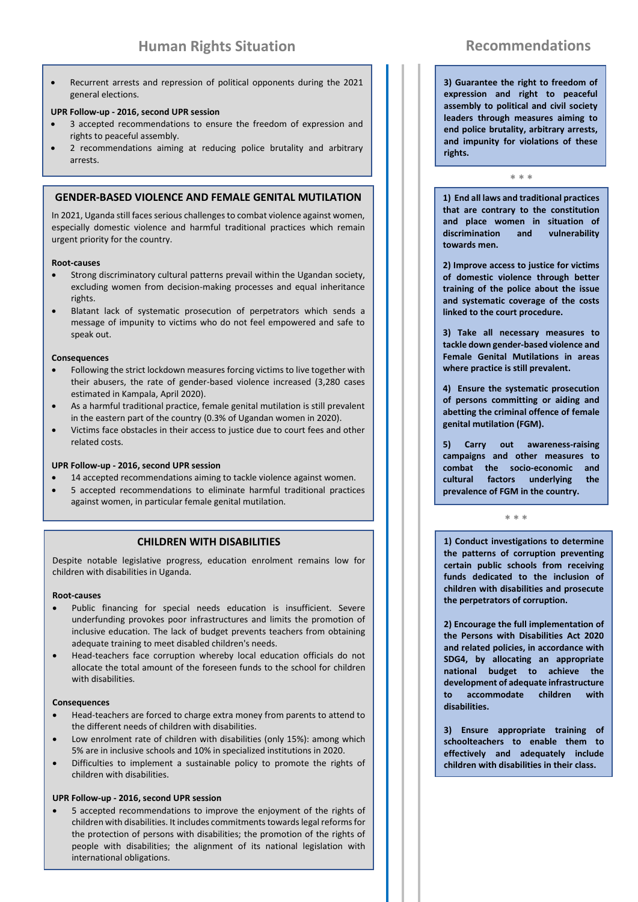## Human Rights Situation

- Recurrent arrests and repression of political opponents during the 2021 general elections.

**UPR Follow-up - 2016, second UPR session**

- 3 accepted recommendations to ensure the freedom of expression and rights to peaceful assembly.
- 2 recommendations aiming at reducing police brutality and arbitrary arrests.

## Recommendations

**3) Guarantee the right to freedom of expression and right to peaceful assembly to political and civil society leaders through measures aiming to end police brutality, arbitrary arrests, and impunity for violations of these rights.**

\* \* \*

### GENDER-BASED VIOLENCE AND FEMALE GENITAL MUTILATION

In 2021, Uganda still faces serious challenges to combat violence against women, especially domestic violence and harmful traditional practices which remain urgent priority for the country.

**Root-causes**

- Strong discriminatory cultural patterns prevail within the Ugandan society, excluding women from decision-making processes and equal inheritance rights.
- Blatant lack of systematic prosecution of perpetrators which sends a message of impunity to victims who do not feel empowered and safe to speak out.

**Consequences**

- Following the strict lockdown measures forcing victims to live together with their abusers, the rate of gender-based violence increased (3,280 cases estimated in Kampala, April 2020).
- As a harmful traditional practice, female genital mutilation is still prevalent in the eastern part of the country (0.3% of Ugandan women in 2020).
- Victims face obstacles in their access to justice due to court fees and other related costs.

**UPR Follow-up - 2016, second UPR session**

- 14 accepted recommendations aiming to tackle violence against women.
- 5 accepted recommendations to eliminate harmful traditional practices against women, in particular female genital mutilation.

**Recommendations**

**1) End all laws and traditional practices that are contrary to the constitution and place women in situation of discrimination and vulnerability towards men.**

**2) Improve access to justice for victims of domestic violence through better training of the police about the issue and systematic coverage of the costs linked to the court procedure.**

**3) Take all necessary measures to tackle down gender-based violence and Female Genital Mutilations in areas where practice is still prevalent.**

**4) Ensure the systematic prosecution of persons committing or aiding and abetting the criminal offence of female genital mutilation (FGM).**

**5) Carry out awareness-raising campaigns and other measures to combat the socio-economic and cultural factors underlying the prevalence of FGM in the country.**

\* \* \*

### CHILDREN WITH DISABILITIES

Despite notable legislative progress, education enrolment remains low for children with disabilities in Uganda.

**Root-causes**

- Public financing for special needs education is insufficient. Severe underfunding provokes poor infrastructures and limits the promotion of inclusive education. The lack of budget prevents teachers from obtaining adequate training to meet disabled children's needs.
- Head-teachers face corruption whereby local education officials do not allocate the total amount of the foreseen funds to the school for children with disabilities.

**Consequences**

- Head-teachers are forced to charge extra money from parents to attend to the different needs of children with disabilities.
- Low enrolment rate of children with disabilities (only 15%): among which 5% are in inclusive schools and 10% in specialized institutions in 2020.
- Difficulties to implement a sustainable policy to promote the rights of children with disabilities.

**UPR Follow-up - 2016, second UPR session**

- 5 accepted recommendations to improve the enjoyment of the rights of children with disabilities. It includes commitments towards legal reforms for the protection of persons with disabilities; the promotion of the rights of people with disabilities; the alignment of its national legislation with international obligations.

**Recommendations**

**1) Conduct investigations to determine the patterns of corruption preventing certain public schools from receiving funds dedicated to the inclusion of children with disabilities and prosecute the perpetrators of corruption.**

**2) Encourage the full implementation of the Persons with Disabilities Act 2020 and related policies, in accordance with SDG4, by allocating an appropriate national budget to achieve the development of adequate infrastructure to accommodate children with disabilities.**

**3) Ensure appropriate training of schoolteachers to enable them to effectively and adequately include children with disabilities in their class.**